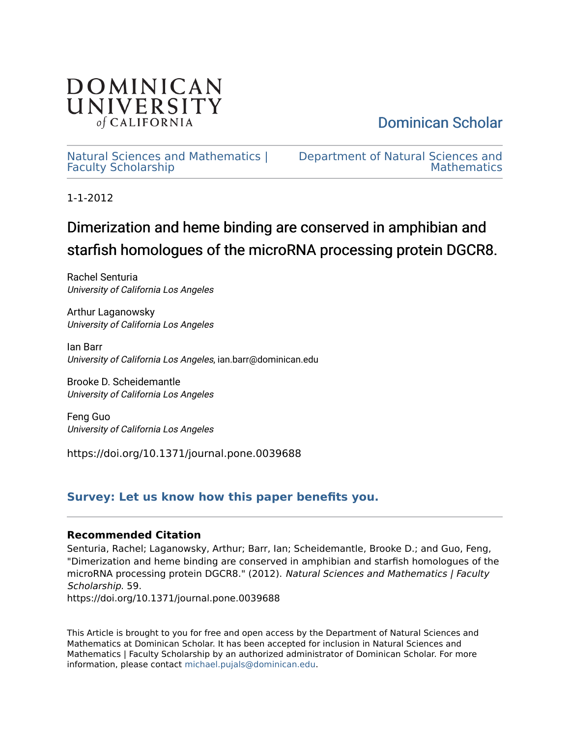DOMINICAN UNIVERSITY *of* CALIFORNIA

Dominican Scholar

Natural Sciences and Mathematics | Faculty Scholarship

Department of Natural Sciences and Mathematics

1-1-2012

# Dimerization and heme binding are conserved in amphibian and starfish homologues of the microRNA processing protein DGCR8.

Rachel Senturia
*University of California Los Angeles*

Arthur Laganowsky
*University of California Los Angeles*

Ian Barr
*University of California Los Angeles*, ian.barr@dominican.edu

Brooke D. Scheidemantle
*University of California Los Angeles*

Feng Guo
*University of California Los Angeles*

https://doi.org/10.1371/journal.pone.0039688

**Survey: Let us know how this paper benefits you.**

### Recommended Citation

Senturia, Rachel; Laganowsky, Arthur; Barr, Ian; Scheidemantle, Brooke D.; and Guo, Feng, "Dimerization and heme binding are conserved in amphibian and starfish homologues of the microRNA processing protein DGCR8." (2012). *Natural Sciences and Mathematics | Faculty Scholarship*. 59.
https://doi.org/10.1371/journal.pone.0039688

This Article is brought to you for free and open access by the Department of Natural Sciences and Mathematics at Dominican Scholar. It has been accepted for inclusion in Natural Sciences and Mathematics | Faculty Scholarship by an authorized administrator of Dominican Scholar. For more information, please contact michael.pujals@dominican.edu.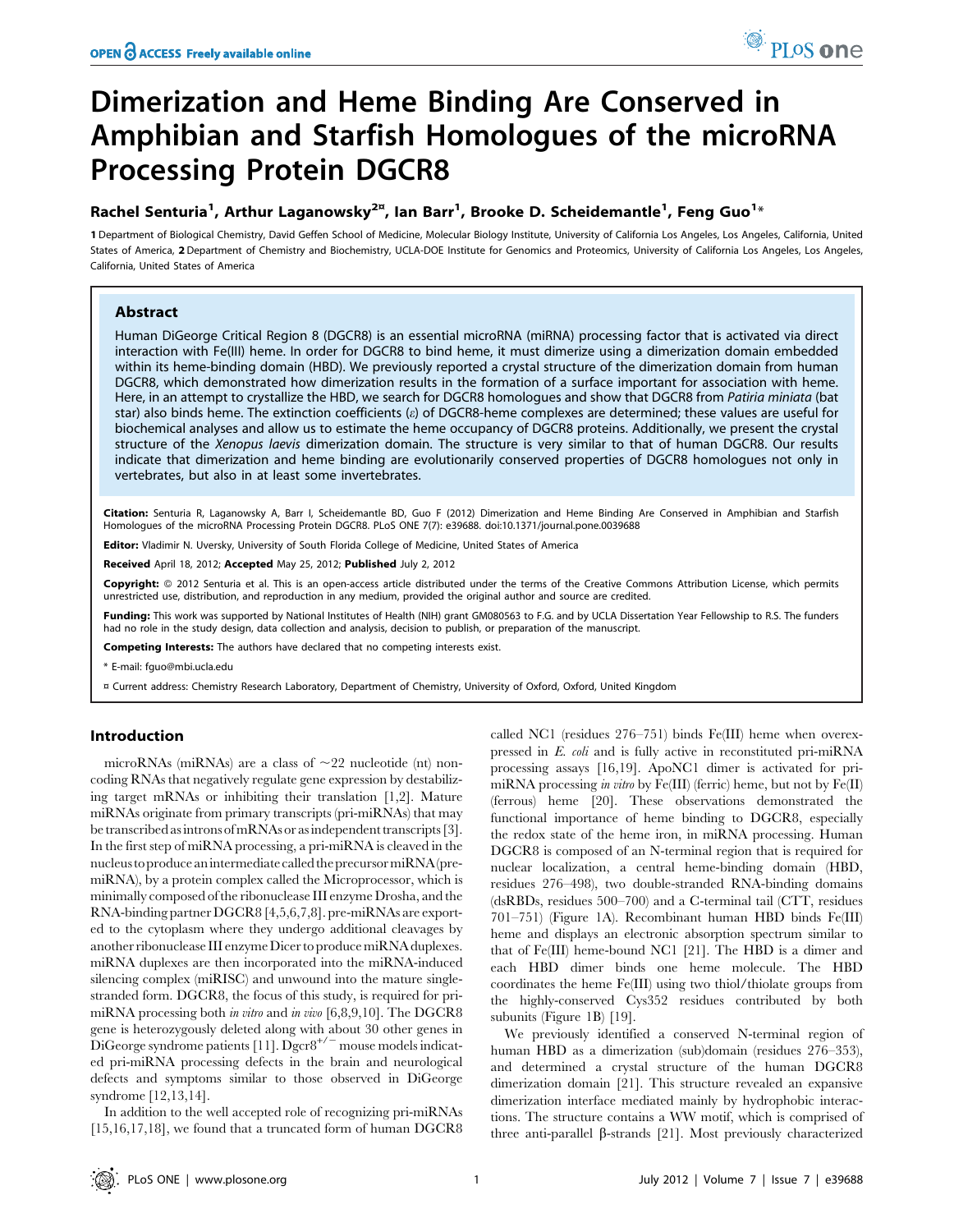# Dimerization and Heme Binding Are Conserved in Amphibian and Starfish Homologues of the microRNA Processing Protein DGCR8

**Rachel Senturia[1], Arthur Laganowsky[2¤], Ian Barr[1], Brooke D. Scheidemantle[1], Feng Guo[1]***

**1** Department of Biological Chemistry, David Geffen School of Medicine, Molecular Biology Institute, University of California Los Angeles, Los Angeles, California, United States of America, **2** Department of Chemistry and Biochemistry, UCLA-DOE Institute for Genomics and Proteomics, University of California Los Angeles, Los Angeles, California, United States of America

## Abstract

Human DiGeorge Critical Region 8 (DGCR8) is an essential microRNA (miRNA) processing factor that is activated via direct interaction with Fe(III) heme. In order for DGCR8 to bind heme, it must dimerize using a dimerization domain embedded within its heme-binding domain (HBD). We previously reported a crystal structure of the dimerization domain from human DGCR8, which demonstrated how dimerization results in the formation of a surface important for association with heme. Here, in an attempt to crystallize the HBD, we search for DGCR8 homologues and show that DGCR8 from *Patiria miniata* (bat star) also binds heme. The extinction coefficients (ε) of DGCR8-heme complexes are determined; these values are useful for biochemical analyses and allow us to estimate the heme occupancy of DGCR8 proteins. Additionally, we present the crystal structure of the *Xenopus laevis* dimerization domain. The structure is very similar to that of human DGCR8. Our results indicate that dimerization and heme binding are evolutionarily conserved properties of DGCR8 homologues not only in vertebrates, but also in at least some invertebrates.

**Citation:** Senturia R, Laganowsky A, Barr I, Scheidemantle BD, Guo F (2012) Dimerization and Heme Binding Are Conserved in Amphibian and Starfish Homologues of the microRNA Processing Protein DGCR8. PLoS ONE 7(7): e39688. doi:10.1371/journal.pone.0039688

**Editor:** Vladimir N. Uversky, University of South Florida College of Medicine, United States of America

**Received** April 18, 2012; **Accepted** May 25, 2012; **Published** July 2, 2012

**Copyright:** © 2012 Senturia et al. This is an open-access article distributed under the terms of the Creative Commons Attribution License, which permits unrestricted use, distribution, and reproduction in any medium, provided the original author and source are credited.

**Funding:** This work was supported by National Institutes of Health (NIH) grant GM080563 to F.G. and by UCLA Dissertation Year Fellowship to R.S. The funders had no role in the study design, data collection and analysis, decision to publish, or preparation of the manuscript.

**Competing Interests:** The authors have declared that no competing interests exist.

\* E-mail: fguo@mbi.ucla.edu

¤ Current address: Chemistry Research Laboratory, Department of Chemistry, University of Oxford, Oxford, United Kingdom

## Introduction

microRNAs (miRNAs) are a class of ~22 nucleotide (nt) non-coding RNAs that negatively regulate gene expression by destabilizing target mRNAs or inhibiting their translation [1,2]. Mature miRNAs originate from primary transcripts (pri-miRNAs) that may be transcribed as introns of mRNAs or as independent transcripts [3]. In the first step of miRNA processing, a pri-miRNA is cleaved in the nucleus to produce an intermediate called the precursor miRNA (pre-miRNA), by a protein complex called the Microprocessor, which is minimally composed of the ribonuclease III enzyme Drosha, and the RNA-binding partner DGCR8 [4,5,6,7,8]. pre-miRNAs are exported to the cytoplasm where they undergo additional cleavages by another ribonuclease III enzyme Dicer to produce miRNA duplexes. miRNA duplexes are then incorporated into the miRNA-induced silencing complex (miRISC) and unwound into the mature single-stranded form. DGCR8, the focus of this study, is required for pri-miRNA processing both *in vitro* and *in vivo* [6,8,9,10]. The DGCR8 gene is heterozygously deleted along with about 30 other genes in DiGeorge syndrome patients [11]. $Dgcr8^{+/-}$ mouse models indicated pri-miRNA processing defects in the brain and neurological defects and symptoms similar to those observed in DiGeorge syndrome [12,13,14].

In addition to the well accepted role of recognizing pri-miRNAs [15,16,17,18], we found that a truncated form of human DGCR8 called NC1 (residues 276–751) binds Fe(III) heme when overexpressed in *E. coli* and is fully active in reconstituted pri-miRNA processing assays [16,19]. ApoNC1 dimer is activated for pri-miRNA processing *in vitro* by Fe(III) (ferric) heme, but not by Fe(II) (ferrous) heme [20]. These observations demonstrated the functional importance of heme binding to DGCR8, especially the redox state of the heme iron, in miRNA processing. Human DGCR8 is composed of an N-terminal region that is required for nuclear localization, a central heme-binding domain (HBD, residues 276–498), two double-stranded RNA-binding domains (dsRBDs, residues 500–700) and a C-terminal tail (CTT, residues 701–751) (Figure 1A). Recombinant human HBD binds Fe(III) heme and displays an electronic absorption spectrum similar to that of Fe(III) heme-bound NC1 [21]. The HBD is a dimer and each HBD dimer binds one heme molecule. The HBD coordinates the heme Fe(III) using two thiol/thiolate groups from the highly-conserved Cys352 residues contributed by both subunits (Figure 1B) [19].

We previously identified a conserved N-terminal region of human HBD as a dimerization (sub)domain (residues 276–353), and determined a crystal structure of the human DGCR8 dimerization domain [21]. This structure revealed an expansive dimerization interface mediated mainly by hydrophobic interactions. The structure contains a WW motif, which is comprised of three anti-parallel β-strands [21]. Most previously characterized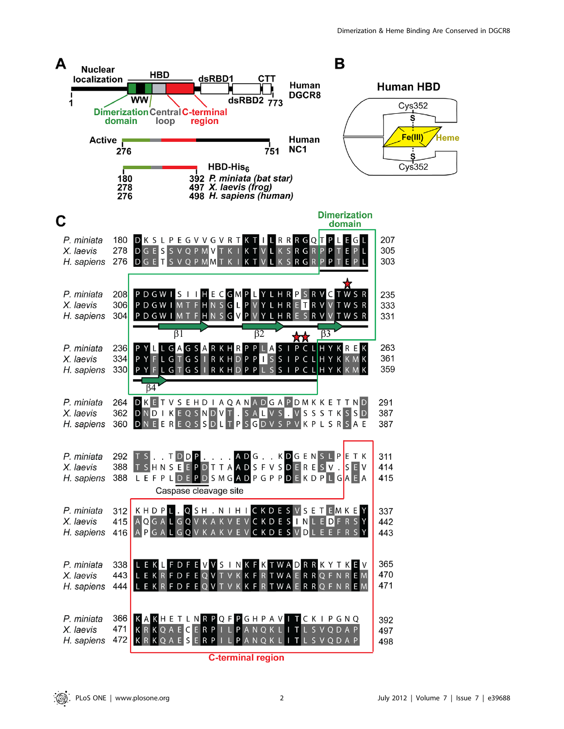**A**

Nuclear localization — HBD — dsRBD1 — CTT — dsRBD2

Human DGCR8: 1 … 773

WW; Dimerization domain; Central loop; C-terminal region

Active — Human NC1: 276 … 751

HBD-His$_6$

| Start | End | Species |
|---|---|---|
| 180 | 392 | *P. miniata* (bat star) |
| 278 | 497 | *X. laevis* (frog) |
| 276 | 498 | *H. sapiens* (human) |

**B**

Human HBD

Cys352 — S — Fe(III) — Heme — S — Cys352

**C**

```
                                     Dimerization domain
P. miniata  180  DKSLPEGVVGVRTKTILRRRGQTPLEGL  207
X. laevis   278  DGESSVQPMVTKIKTVLKSRGRPPTEPL  305
H. sapiens  276  DGETSVQPMMTKIKTVLKSRGRPPTEPL  303

P. miniata  208  PDGWISIIHECGMPLYLHRPSRVCTWSR  235
X. laevis   306  PDGWIMTFHNSGLPVYLHRETRVVTWSR  333
H. sapiens  304  PDGWIMTFHNSGVPVYLHRESRVVTWSR  331
                      β1          β2        β3

P. miniata  236  PYLLGAGSARKHRPPLASIPCLHYKREK  263
X. laevis   334  PYFLGTGSIRKHDPPISSIPCLHYKKMK  361
H. sapiens  332  PYFLGTGSIRKHDPPLSSIPCLHYKKMK  359
                   β4

P. miniata  264  DKETVSEHDIAQANADGAPDMKKETTND  291
X. laevis   362  DNDIKEQSNDVT.SALVS.VSSSTKSSD  387
H. sapiens  360  DNEEREQSSDLTPSGDVSPVKPLSRSAE  387

P. miniata  292  TS..TDDP....ADG..KDGENSLPETK  311
X. laevis   388  TSHNSEEPDTTAADSFVSDERESV.SEV  414
H. sapiens  388  LEFPLDEPDSMGADPGPPDEKDPLGAEA  415
                      Caspase cleavage site

P. miniata  312  KHDPL.QSH.NIHICKDESVSETEMKEY  337
X. laevis   415  AQGALGQVKAKVEVCKDESINLEDFRSY  442
H. sapiens  416  APGALGQVKAKVEVCKDESVDLEEFRSY  443

P. miniata  338  LEKLFDFEVVSINKFKTWADRRKYTKEV  365
X. laevis   443  LEKRFDFEQVTVKKFRTWAERRQFNREM  470
H. sapiens  444  LEKRFDFEQVTVKKFRTWAERRQFNREM  471

P. miniata  366  KAKHETLNRPQFPGHPAVITCKIPGNQ   392
X. laevis   471  KRKQAECERPILPANQKLITLSVQDAP   497
H. sapiens  472  KRKQAESERPILPANQKLITLSVQDAP   498
                          C-terminal region
```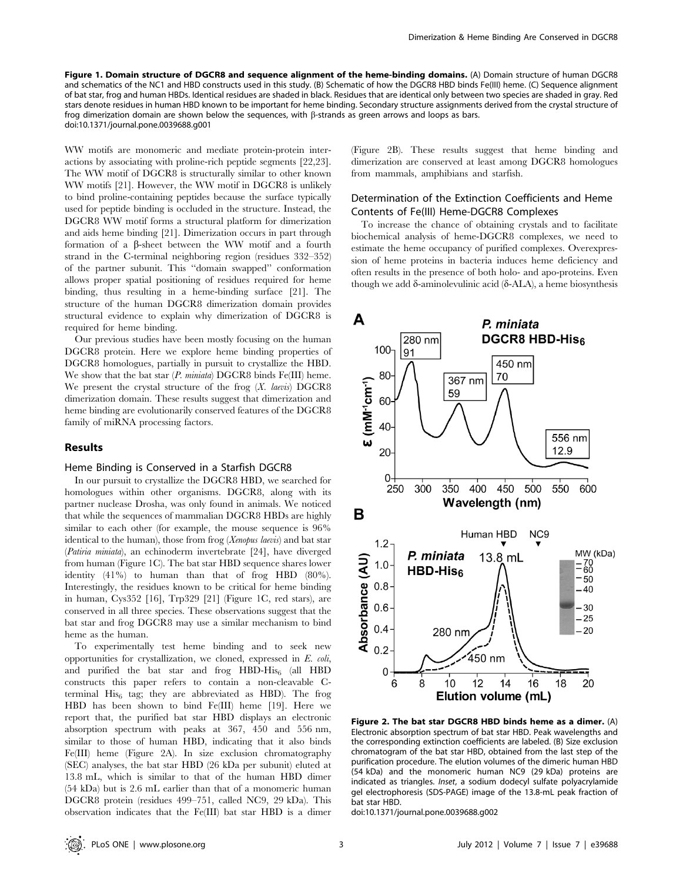**Figure 1. Domain structure of DGCR8 and sequence alignment of the heme-binding domains.** (A) Domain structure of human DGCR8 and schematics of the NC1 and HBD constructs used in this study. (B) Schematic of how the DGCR8 HBD binds Fe(III) heme. (C) Sequence alignment of bat star, frog and human HBDs. Identical residues are shaded in black. Residues that are identical only between two species are shaded in gray. Red stars denote residues in human HBD known to be important for heme binding. Secondary structure assignments derived from the crystal structure of frog dimerization domain are shown below the sequences, with β-strands as green arrows and loops as bars.
doi:10.1371/journal.pone.0039688.g001

WW motifs are monomeric and mediate protein-protein interactions by associating with proline-rich peptide segments [22,23]. The WW motif of DGCR8 is structurally similar to other known WW motifs [21]. However, the WW motif in DGCR8 is unlikely to bind proline-containing peptides because the surface typically used for peptide binding is occluded in the structure. Instead, the DGCR8 WW motif forms a structural platform for dimerization and aids heme binding [21]. Dimerization occurs in part through formation of a β-sheet between the WW motif and a fourth strand in the C-terminal neighboring region (residues 332–352) of the partner subunit. This "domain swapped" conformation allows proper spatial positioning of residues required for heme binding, thus resulting in a heme-binding surface [21]. The structure of the human DGCR8 dimerization domain provides structural evidence to explain why dimerization of DGCR8 is required for heme binding.

Our previous studies have been mostly focusing on the human DGCR8 protein. Here we explore heme binding properties of DGCR8 homologues, partially in pursuit to crystallize the HBD. We show that the bat star (*P. miniata*) DGCR8 binds Fe(III) heme. We present the crystal structure of the frog (*X. laevis*) DGCR8 dimerization domain. These results suggest that dimerization and heme binding are evolutionarily conserved features of the DGCR8 family of miRNA processing factors.

## Results

### Heme Binding is Conserved in a Starfish DGCR8

In our pursuit to crystallize the DGCR8 HBD, we searched for homologues within other organisms. DGCR8, along with its partner nuclease Drosha, was only found in animals. We noticed that while the sequences of mammalian DGCR8 HBDs are highly similar to each other (for example, the mouse sequence is 96% identical to the human), those from frog (*Xenopus laevis*) and bat star (*Patiria miniata*), an echinoderm invertebrate [24], have diverged from human (Figure 1C). The bat star HBD sequence shares lower identity (41%) to human than that of frog HBD (80%). Interestingly, the residues known to be critical for heme binding in human, Cys352 [16], Trp329 [21] (Figure 1C, red stars), are conserved in all three species. These observations suggest that the bat star and frog DGCR8 may use a similar mechanism to bind heme as the human.

To experimentally test heme binding and to seek new opportunities for crystallization, we cloned, expressed in *E. coli*, and purified the bat star and frog HBD-$His_6$ (all HBD constructs this paper refers to contain a non-cleavable C-terminal $His_6$ tag; they are abbreviated as HBD). The frog HBD has been shown to bind Fe(III) heme [19]. Here we report that, the purified bat star HBD displays an electronic absorption spectrum with peaks at 367, 450 and 556 nm, similar to those of human HBD, indicating that it also binds Fe(III) heme (Figure 2A). In size exclusion chromatography (SEC) analyses, the bat star HBD (26 kDa per subunit) eluted at 13.8 mL, which is similar to that of the human HBD dimer (54 kDa) but is 2.6 mL earlier than that of a monomeric human DGCR8 protein (residues 499–751, called NC9, 29 kDa). This observation indicates that the Fe(III) bat star HBD is a dimer (Figure 2B). These results suggest that heme binding and dimerization are conserved at least among DGCR8 homologues from mammals, amphibians and starfish.

### Determination of the Extinction Coefficients and Heme Contents of Fe(III) Heme-DGCR8 Complexes

To increase the chance of obtaining crystals and to facilitate biochemical analysis of heme-DGCR8 complexes, we need to estimate the heme occupancy of purified complexes. Overexpression of heme proteins in bacteria induces heme deficiency and often results in the presence of both holo- and apo-proteins. Even though we add δ-aminolevulinic acid (δ-ALA), a heme biosynthesis

**Figure 2. The bat star DGCR8 HBD binds heme as a dimer.** (A) Electronic absorption spectrum of bat star HBD. Peak wavelengths and the corresponding extinction coefficients are labeled. (B) Size exclusion chromatogram of the bat star HBD, obtained from the last step of the purification procedure. The elution volumes of the dimeric human HBD (54 kDa) and the monomeric human NC9 (29 kDa) proteins are indicated as triangles. *Inset*, a sodium dodecyl sulfate polyacrylamide gel electrophoresis (SDS-PAGE) image of the 13.8-mL peak fraction of bat star HBD.
doi:10.1371/journal.pone.0039688.g002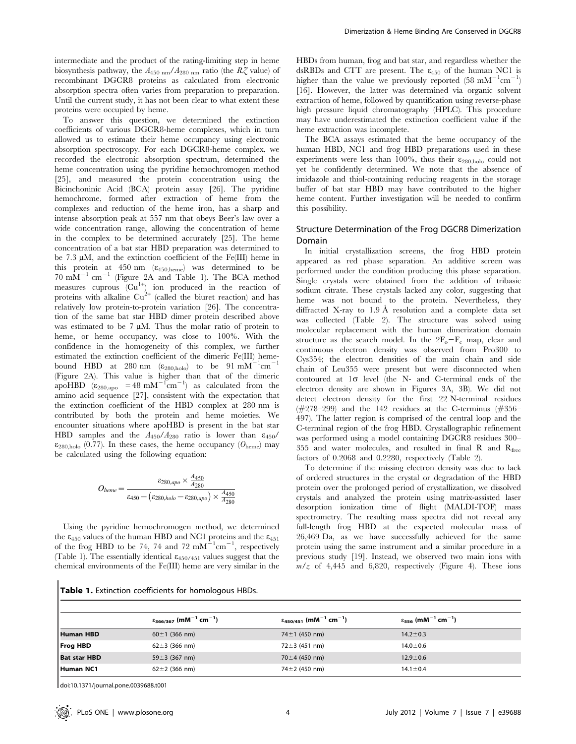intermediate and the product of the rating-limiting step in heme biosynthesis pathway, the $A_{450\ nm}/A_{280\ nm}$ ratio (the $RZ$ value) of recombinant DGCR8 proteins as calculated from electronic absorption spectra often varies from preparation to preparation. Until the current study, it has not been clear to what extent these proteins were occupied by heme.

To answer this question, we determined the extinction coefficients of various DGCR8-heme complexes, which in turn allowed us to estimate their heme occupancy using electronic absorption spectroscopy. For each DGCR8-heme complex, we recorded the electronic absorption spectrum, determined the heme concentration using the pyridine hemochromogen method [25], and measured the protein concentration using the Bicinchoninic Acid (BCA) protein assay [26]. The pyridine hemochrome, formed after extraction of heme from the complexes and reduction of the heme iron, has a sharp and intense absorption peak at 557 nm that obeys Beer's law over a wide concentration range, allowing the concentration of heme in the complex to be determined accurately [25]. The heme concentration of a bat star HBD preparation was determined to be 7.3 μM, and the extinction coefficient of the Fe(III) heme in this protein at 450 nm ($\varepsilon_{450,heme}$) was determined to be 70 $mM^{-1}\ cm^{-1}$ (Figure 2A and Table 1). The BCA method measures cuprous ($Cu^{1+}$) ion produced in the reaction of proteins with alkaline $Cu^{2+}$ (called the biuret reaction) and has relatively low protein-to-protein variation [26]. The concentration of the same bat star HBD dimer protein described above was estimated to be 7 μM. Thus the molar ratio of protein to heme, or heme occupancy, was close to 100%. With the confidence in the homogeneity of this complex, we further estimated the extinction coefficient of the dimeric Fe(III) heme-bound HBD at 280 nm ($\varepsilon_{280,holo}$) to be 91 $mM^{-1}cm^{-1}$ (Figure 2A). This value is higher than that of the dimeric apoHBD ($\varepsilon_{280,apo}$ = 48 $mM^{-1}cm^{-1}$) as calculated from the amino acid sequence [27], consistent with the expectation that the extinction coefficient of the HBD complex at 280 nm is contributed by both the protein and heme moieties. We encounter situations where apoHBD is present in the bat star HBD samples and the $A_{450}/A_{280}$ ratio is lower than $\varepsilon_{450}/\varepsilon_{280,holo}$ (0.77). In these cases, the heme occupancy ($O_{heme}$) may be calculated using the following equation:

$$O_{heme} = \frac{\varepsilon_{280,apo} \times \frac{A_{450}}{A_{280}}}{\varepsilon_{450} - \left(\varepsilon_{280,holo} - \varepsilon_{280,apo}\right) \times \frac{A_{450}}{A_{280}}}$$

Using the pyridine hemochromogen method, we determined the $\varepsilon_{450}$ values of the human HBD and NC1 proteins and the $\varepsilon_{451}$ of the frog HBD to be 74, 74 and 72 $mM^{-1}cm^{-1}$, respectively (Table 1). The essentially identical $\varepsilon_{450/451}$ values suggest that the chemical environments of the Fe(III) heme are very similar in the HBDs from human, frog and bat star, and regardless whether the dsRBDs and CTT are present. The $\varepsilon_{450}$ of the human NC1 is higher than the value we previously reported (58 $mM^{-1}cm^{-1}$) [16]. However, the latter was determined via organic solvent extraction of heme, followed by quantification using reverse-phase high pressure liquid chromatography (HPLC). This procedure may have underestimated the extinction coefficient value if the heme extraction was incomplete.

The BCA assays estimated that the heme occupancy of the human HBD, NC1 and frog HBD preparations used in these experiments were less than 100%, thus their $\varepsilon_{280,holo}$ could not yet be confidently determined. We note that the absence of imidazole and thiol-containing reducing reagents in the storage buffer of bat star HBD may have contributed to the higher heme content. Further investigation will be needed to confirm this possibility.

## Structure Determination of the Frog DGCR8 Dimerization Domain

In initial crystallization screens, the frog HBD protein appeared as red phase separation. An additive screen was performed under the condition producing this phase separation. Single crystals were obtained from the addition of tribasic sodium citrate. These crystals lacked any color, suggesting that heme was not bound to the protein. Nevertheless, they diffracted X-ray to 1.9 Å resolution and a complete data set was collected (Table 2). The structure was solved using molecular replacement with the human dimerization domain structure as the search model. In the $2F_o-F_c$ map, clear and continuous electron density was observed from Pro300 to Cys354; the electron densities of the main chain and side chain of Leu355 were present but were disconnected when contoured at 1σ level (the N- and C-terminal ends of the electron density are shown in Figures 3A, 3B). We did not detect electron density for the first 22 N-terminal residues (#278–299) and the 142 residues at the C-terminus (#356–497). The latter region is comprised of the central loop and the C-terminal region of the frog HBD. Crystallographic refinement was performed using a model containing DGCR8 residues 300–355 and water molecules, and resulted in final R and $R_{free}$ factors of 0.2068 and 0.2280, respectively (Table 2).

To determine if the missing electron density was due to lack of ordered structures in the crystal or degradation of the HBD protein over the prolonged period of crystallization, we dissolved crystals and analyzed the protein using matrix-assisted laser desorption ionization time of flight (MALDI-TOF) mass spectrometry. The resulting mass spectra did not reveal any full-length frog HBD at the expected molecular mass of 26,469 Da, as we have successfully achieved for the same protein using the same instrument and a similar procedure in a previous study [19]. Instead, we observed two main ions with $m/z$ of 4,445 and 6,820, respectively (Figure 4). These ions

**Table 1.** Extinction coefficients for homologous HBDs.

| | $\varepsilon_{366/367}$ ($mM^{-1}\ cm^{-1}$) | $\varepsilon_{450/451}$ ($mM^{-1}\ cm^{-1}$) | $\varepsilon_{556}$ ($mM^{-1}\ cm^{-1}$) |
|---|---|---|---|
| **Human HBD** | 60±1 (366 nm) | 74±1 (450 nm) | 14.2±0.3 |
| **Frog HBD** | 62±3 (366 nm) | 72±3 (451 nm) | 14.0±0.6 |
| **Bat star HBD** | 59±3 (367 nm) | 70±4 (450 nm) | 12.9±0.6 |
| **Human NC1** | 62±2 (366 nm) | 74±2 (450 nm) | 14.1±0.4 |

doi:10.1371/journal.pone.0039688.t001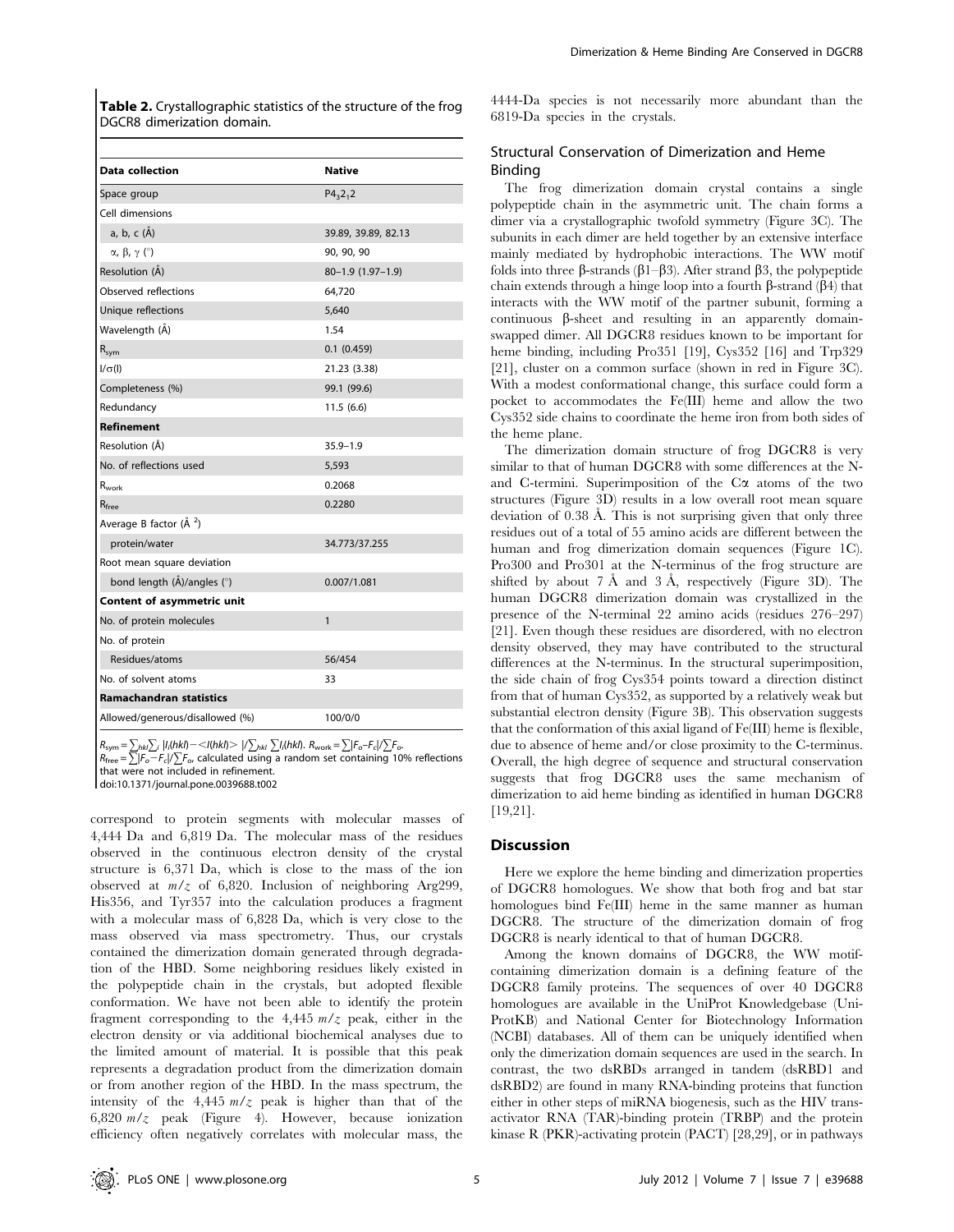**Table 2.** Crystallographic statistics of the structure of the frog DGCR8 dimerization domain.

| Data collection | Native |
|---|---|
| Space group | $P4_32_12$ |
| Cell dimensions | |
| a, b, c (Å) | 39.89, 39.89, 82.13 |
| α, β, γ (°) | 90, 90, 90 |
| Resolution (Å) | 80–1.9 (1.97–1.9) |
| Observed reflections | 64,720 |
| Unique reflections | 5,640 |
| Wavelength (Å) | 1.54 |
| $R_{sym}$ | 0.1 (0.459) |
| I/σ(I) | 21.23 (3.38) |
| Completeness (%) | 99.1 (99.6) |
| Redundancy | 11.5 (6.6) |
| **Refinement** | |
| Resolution (Å) | 35.9–1.9 |
| No. of reflections used | 5,593 |
| $R_{work}$ | 0.2068 |
| $R_{free}$ | 0.2280 |
| Average B factor (Å $^2$) | |
| protein/water | 34.773/37.255 |
| Root mean square deviation | |
| bond length (Å)/angles (°) | 0.007/1.081 |
| **Content of asymmetric unit** | |
| No. of protein molecules | 1 |
| No. of protein | |
| Residues/atoms | 56/454 |
| No. of solvent atoms | 33 |
| **Ramachandran statistics** | |
| Allowed/generous/disallowed (%) | 100/0/0 |

$R_{sym} = \sum_{hkl}\sum_i |I_i(hkl) - \langle I(hkl)\rangle| / \sum_{hkl}\sum_i I_i(hkl)$. $R_{work} = \sum|F_o - F_c|/\sum F_o$.
$R_{free} = \sum|F_o - F_c|/\sum F_o$, calculated using a random set containing 10% reflections that were not included in refinement.
doi:10.1371/journal.pone.0039688.t002

correspond to protein segments with molecular masses of 4,444 Da and 6,819 Da. The molecular mass of the residues observed in the continuous electron density of the crystal structure is 6,371 Da, which is close to the mass of the ion observed at $m/z$ of 6,820. Inclusion of neighboring Arg299, His356, and Tyr357 into the calculation produces a fragment with a molecular mass of 6,828 Da, which is very close to the mass observed via mass spectrometry. Thus, our crystals contained the dimerization domain generated through degradation of the HBD. Some neighboring residues likely existed in the polypeptide chain in the crystals, but adopted flexible conformation. We have not been able to identify the protein fragment corresponding to the 4,445 $m/z$ peak, either in the electron density or via additional biochemical analyses due to the limited amount of material. It is possible that this peak represents a degradation product from the dimerization domain or from another region of the HBD. In the mass spectrum, the intensity of the 4,445 $m/z$ peak is higher than that of the 6,820 $m/z$ peak (Figure 4). However, because ionization efficiency often negatively correlates with molecular mass, the 4444-Da species is not necessarily more abundant than the 6819-Da species in the crystals.

### Structural Conservation of Dimerization and Heme Binding

The frog dimerization domain crystal contains a single polypeptide chain in the asymmetric unit. The chain forms a dimer via a crystallographic twofold symmetry (Figure 3C). The subunits in each dimer are held together by an extensive interface mainly mediated by hydrophobic interactions. The WW motif folds into three β-strands (β1–β3). After strand β3, the polypeptide chain extends through a hinge loop into a fourth β-strand (β4) that interacts with the WW motif of the partner subunit, forming a continuous β-sheet and resulting in an apparently domain-swapped dimer. All DGCR8 residues known to be important for heme binding, including Pro351 [19], Cys352 [16] and Trp329 [21], cluster on a common surface (shown in red in Figure 3C). With a modest conformational change, this surface could form a pocket to accommodates the Fe(III) heme and allow the two Cys352 side chains to coordinate the heme iron from both sides of the heme plane.

The dimerization domain structure of frog DGCR8 is very similar to that of human DGCR8 with some differences at the N- and C-termini. Superimposition of the Cα atoms of the two structures (Figure 3D) results in a low overall root mean square deviation of 0.38 Å. This is not surprising given that only three residues out of a total of 55 amino acids are different between the human and frog dimerization domain sequences (Figure 1C). Pro300 and Pro301 at the N-terminus of the frog structure are shifted by about 7 Å and 3 Å, respectively (Figure 3D). The human DGCR8 dimerization domain was crystallized in the presence of the N-terminal 22 amino acids (residues 276–297) [21]. Even though these residues are disordered, with no electron density observed, they may have contributed to the structural differences at the N-terminus. In the structural superimposition, the side chain of frog Cys354 points toward a direction distinct from that of human Cys352, as supported by a relatively weak but substantial electron density (Figure 3B). This observation suggests that the conformation of this axial ligand of Fe(III) heme is flexible, due to absence of heme and/or close proximity to the C-terminus. Overall, the high degree of sequence and structural conservation suggests that frog DGCR8 uses the same mechanism of dimerization to aid heme binding as identified in human DGCR8 [19,21].

## Discussion

Here we explore the heme binding and dimerization properties of DGCR8 homologues. We show that both frog and bat star homologues bind Fe(III) heme in the same manner as human DGCR8. The structure of the dimerization domain of frog DGCR8 is nearly identical to that of human DGCR8.

Among the known domains of DGCR8, the WW motif-containing dimerization domain is a defining feature of the DGCR8 family proteins. The sequences of over 40 DGCR8 homologues are available in the UniProt Knowledgebase (UniProtKB) and National Center for Biotechnology Information (NCBI) databases. All of them can be uniquely identified when only the dimerization domain sequences are used in the search. In contrast, the two dsRBDs arranged in tandem (dsRBD1 and dsRBD2) are found in many RNA-binding proteins that function either in other steps of miRNA biogenesis, such as the HIV trans-activator RNA (TAR)-binding protein (TRBP) and the protein kinase R (PKR)-activating protein (PACT) [28,29], or in pathways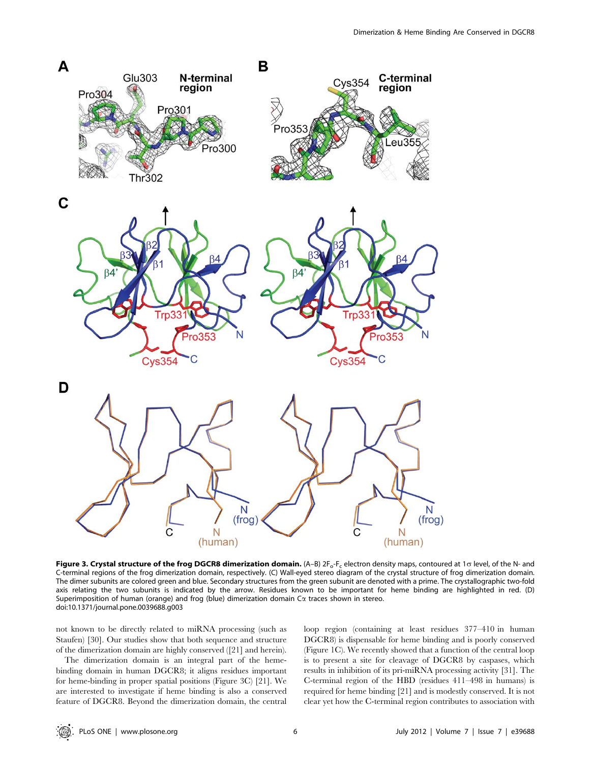**Figure 3. Crystal structure of the frog DGCR8 dimerization domain.** (A–B) $2F_o$-$F_c$ electron density maps, contoured at 1σ level, of the N- and C-terminal regions of the frog dimerization domain, respectively. (C) Wall-eyed stereo diagram of the crystal structure of frog dimerization domain. The dimer subunits are colored green and blue. Secondary structures from the green subunit are denoted with a prime. The crystallographic two-fold axis relating the two subunits is indicated by the arrow. Residues known to be important for heme binding are highlighted in red. (D) Superimposition of human (orange) and frog (blue) dimerization domain Cα traces shown in stereo.
doi:10.1371/journal.pone.0039688.g003

not known to be directly related to miRNA processing (such as Staufen) [30]. Our studies show that both sequence and structure of the dimerization domain are highly conserved ([21] and herein).

The dimerization domain is an integral part of the heme-binding domain in human DGCR8; it aligns residues important for heme-binding in proper spatial positions (Figure 3C) [21]. We are interested to investigate if heme binding is also a conserved feature of DGCR8. Beyond the dimerization domain, the central loop region (containing at least residues 377–410 in human DGCR8) is dispensable for heme binding and is poorly conserved (Figure 1C). We recently showed that a function of the central loop is to present a site for cleavage of DGCR8 by caspases, which results in inhibition of its pri-miRNA processing activity [31]. The C-terminal region of the HBD (residues 411–498 in humans) is required for heme binding [21] and is modestly conserved. It is not clear yet how the C-terminal region contributes to association with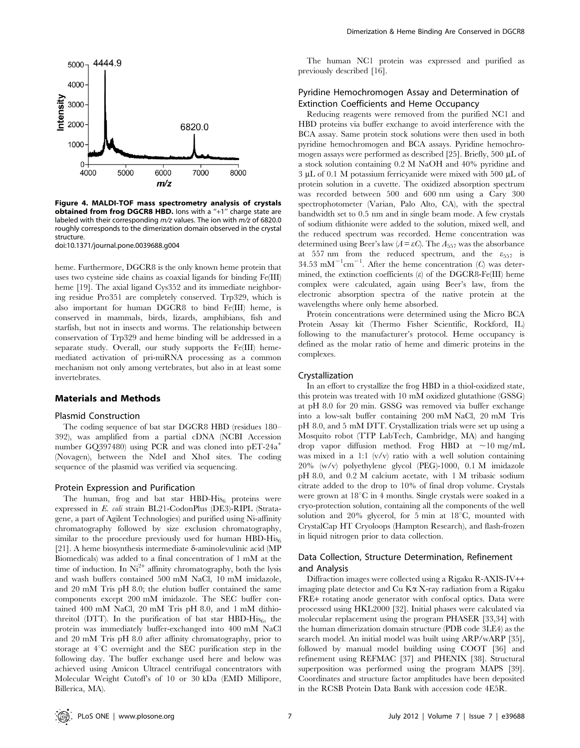Figure 4. MALDI-TOF mass spectrometry analysis of crystals obtained from frog DGCR8 HBD. Ions with a "+1" charge state are labeled with their corresponding $m/z$ values. The ion with $m/z$ of 6820.0 roughly corresponds to the dimerization domain observed in the crystal structure.
doi:10.1371/journal.pone.0039688.g004

heme. Furthermore, DGCR8 is the only known heme protein that uses two cysteine side chains as coaxial ligands for binding Fe(III) heme [19]. The axial ligand Cys352 and its immediate neighboring residue Pro351 are completely conserved. Trp329, which is also important for human DGCR8 to bind Fe(III) heme, is conserved in mammals, birds, lizards, amphibians, fish and starfish, but not in insects and worms. The relationship between conservation of Trp329 and heme binding will be addressed in a separate study. Overall, our study supports the Fe(III) heme-mediated activation of pri-miRNA processing as a common mechanism not only among vertebrates, but also in at least some invertebrates.

## Materials and Methods

### Plasmid Construction

The coding sequence of bat star DGCR8 HBD (residues 180–392), was amplified from a partial cDNA (NCBI Accession number GQ397480) using PCR and was cloned into pET-24a$^+$ (Novagen), between the NdeI and XhoI sites. The coding sequence of the plasmid was verified via sequencing.

### Protein Expression and Purification

The human, frog and bat star HBD-His$_6$ proteins were expressed in *E. coli* strain BL21-CodonPlus (DE3)-RIPL (Stratagene, a part of Agilent Technologies) and purified using Ni-affinity chromatography followed by size exclusion chromatography, similar to the procedure previously used for human HBD-His$_6$ [21]. A heme biosynthesis intermediate δ-aminolevulinic acid (MP Biomedicals) was added to a final concentration of 1 mM at the time of induction. In $Ni^{2+}$ affinity chromatography, both the lysis and wash buffers contained 500 mM NaCl, 10 mM imidazole, and 20 mM Tris pH 8.0; the elution buffer contained the same components except 200 mM imidazole. The SEC buffer contained 400 mM NaCl, 20 mM Tris pH 8.0, and 1 mM dithiothreitol (DTT). In the purification of bat star HBD-His$_6$, the protein was immediately buffer-exchanged into 400 mM NaCl and 20 mM Tris pH 8.0 after affinity chromatography, prior to storage at 4°C overnight and the SEC purification step in the following day. The buffer exchange used here and below was achieved using Amicon Ultracel centrifugal concentrators with Molecular Weight Cutoff's of 10 or 30 kDa (EMD Millipore, Billerica, MA).

The human NC1 protein was expressed and purified as previously described [16].

### Pyridine Hemochromogen Assay and Determination of Extinction Coefficients and Heme Occupancy

Reducing reagents were removed from the purified NC1 and HBD proteins via buffer exchange to avoid interference with the BCA assay. Same protein stock solutions were then used in both pyridine hemochromogen and BCA assays. Pyridine hemochromogen assays were performed as described [25]. Briefly, 500 µL of a stock solution containing 0.2 M NaOH and 40% pyridine and 3 µL of 0.1 M potassium ferricyanide were mixed with 500 µL of protein solution in a cuvette. The oxidized absorption spectrum was recorded between 500 and 600 nm using a Cary 300 spectrophotometer (Varian, Palo Alto, CA), with the spectral bandwidth set to 0.5 nm and in single beam mode. A few crystals of sodium dithionite were added to the solution, mixed well, and the reduced spectrum was recorded. Heme concentration was determined using Beer's law ($A = \varepsilon C$). The $A_{557}$ was the absorbance at 557 nm from the reduced spectrum, and the $\varepsilon_{557}$ is 34.53 $mM^{-1}cm^{-1}$. After the heme concentration ($C$) was determined, the extinction coefficients ($\varepsilon$) of the DGCR8-Fe(III) heme complex were calculated, again using Beer's law, from the electronic absorption spectra of the native protein at the wavelengths where only heme absorbed.

Protein concentrations were determined using the Micro BCA Protein Assay kit (Thermo Fisher Scientific, Rockford, IL) following to the manufacturer's protocol. Heme occupancy is defined as the molar ratio of heme and dimeric proteins in the complexes.

### Crystallization

In an effort to crystallize the frog HBD in a thiol-oxidized state, this protein was treated with 10 mM oxidized glutathione (GSSG) at pH 8.0 for 20 min. GSSG was removed via buffer exchange into a low-salt buffer containing 200 mM NaCl, 20 mM Tris pH 8.0, and 5 mM DTT. Crystallization trials were set up using a Mosquito robot (TTP LabTech, Cambridge, MA) and hanging drop vapor diffusion method. Frog HBD at ~10 mg/mL was mixed in a 1:1 (v/v) ratio with a well solution containing 20% (w/v) polyethylene glycol (PEG)-1000, 0.1 M imidazole pH 8.0, and 0.2 M calcium acetate, with 1 M tribasic sodium citrate added to the drop to 10% of final drop volume. Crystals were grown at 18°C in 4 months. Single crystals were soaked in a cryo-protection solution, containing all the components of the well solution and 20% glycerol, for 5 min at 18°C, mounted with CrystalCap HT Cryoloops (Hampton Research), and flash-frozen in liquid nitrogen prior to data collection.

### Data Collection, Structure Determination, Refinement and Analysis

Diffraction images were collected using a Rigaku R-AXIS-IV++ imaging plate detector and Cu Kα X-ray radiation from a Rigaku FRE+ rotating anode generator with confocal optics. Data were processed using HKL2000 [32]. Initial phases were calculated via molecular replacement using the program PHASER [33,34] with the human dimerization domain structure (PDB code 3LE4) as the search model. An initial model was built using ARP/wARP [35], followed by manual model building using COOT [36] and refinement using REFMAC [37] and PHENIX [38]. Structural superposition was performed using the program MAPS [39]. Coordinates and structure factor amplitudes have been deposited in the RCSB Protein Data Bank with accession code 4E5R.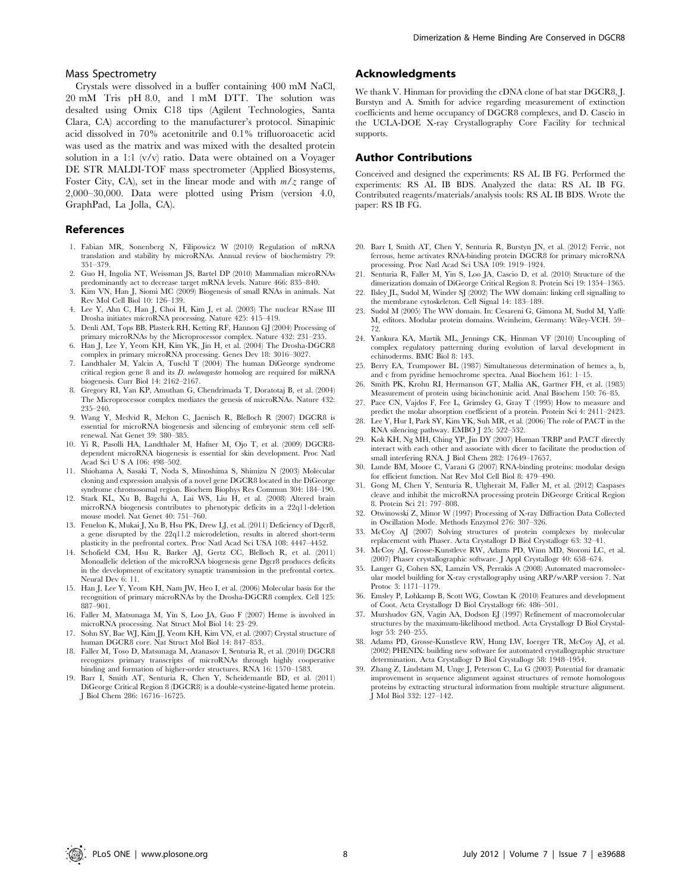### Mass Spectrometry

Crystals were dissolved in a buffer containing 400 mM NaCl, 20 mM Tris pH 8.0, and 1 mM DTT. The solution was desalted using Omix C18 tips (Agilent Technologies, Santa Clara, CA) according to the manufacturer's protocol. Sinapinic acid dissolved in 70% acetonitrile and 0.1% trifluoroacetic acid was used as the matrix and was mixed with the desalted protein solution in a 1:1 (v/v) ratio. Data were obtained on a Voyager DE STR MALDI-TOF mass spectrometer (Applied Biosystems, Foster City, CA), set in the linear mode and with $m/z$ range of 2,000–30,000. Data were plotted using Prism (version 4.0, GraphPad, La Jolla, CA).

## Acknowledgments

We thank V. Hinman for providing the cDNA clone of bat star DGCR8, J. Burstyn and A. Smith for advice regarding measurement of extinction coefficients and heme occupancy of DGCR8 complexes, and D. Cascio in the UCLA-DOE X-ray Crystallography Core Facility for technical supports.

## Author Contributions

Conceived and designed the experiments: RS AL IB FG. Performed the experiments: RS AL IB BDS. Analyzed the data: RS AL IB FG. Contributed reagents/materials/analysis tools: RS AL IB BDS. Wrote the paper: RS IB FG.

## References

1. Fabian MR, Sonenberg N, Filipowicz W (2010) Regulation of mRNA translation and stability by microRNAs. Annual review of biochemistry 79: 351–379.
2. Guo H, Ingolia NT, Weissman JS, Bartel DP (2010) Mammalian microRNAs predominantly act to decrease target mRNA levels. Nature 466: 835–840.
3. Kim VN, Han J, Siomi MC (2009) Biogenesis of small RNAs in animals. Nat Rev Mol Cell Biol 10: 126–139.
4. Lee Y, Ahn C, Han J, Choi H, Kim J, et al. (2003) The nuclear RNase III Drosha initiates microRNA processing. Nature 425: 415–419.
5. Denli AM, Tops BB, Plasterk RH, Ketting RF, Hannon GJ (2004) Processing of primary microRNAs by the Microprocessor complex. Nature 432: 231–235.
6. Han J, Lee Y, Yeom KH, Kim YK, Jin H, et al. (2004) The Drosha-DGCR8 complex in primary microRNA processing. Genes Dev 18: 3016–3027.
7. Landthaler M, Yalcin A, Tuschl T (2004) The human DiGeorge syndrome critical region gene 8 and its *D. melanogaster* homolog are required for miRNA biogenesis. Curr Biol 14: 2162–2167.
8. Gregory RI, Yan KP, Amuthan G, Chendrimada T, Doratotaj B, et al. (2004) The Microprocessor complex mediates the genesis of microRNAs. Nature 432: 235–240.
9. Wang Y, Medvid R, Melton C, Jaenisch R, Blelloch R (2007) DGCR8 is essential for microRNA biogenesis and silencing of embryonic stem cell self-renewal. Nat Genet 39: 380–385.
10. Yi R, Pasolli HA, Landthaler M, Hafner M, Ojo T, et al. (2009) DGCR8-dependent microRNA biogenesis is essential for skin development. Proc Natl Acad Sci U S A 106: 498–502.
11. Shiohama A, Sasaki T, Noda S, Minoshima S, Shimizu N (2003) Molecular cloning and expression analysis of a novel gene DGCR8 located in the DiGeorge syndrome chromosomal region. Biochem Biophys Res Commun 304: 184–190.
12. Stark KL, Xu B, Bagchi A, Lai WS, Liu H, et al. (2008) Altered brain microRNA biogenesis contributes to phenotypic deficits in a 22q11-deletion mouse model. Nat Genet 40: 751–760.
13. Fenelon K, Mukai J, Xu B, Hsu PK, Drew LJ, et al. (2011) Deficiency of Dgcr8, a gene disrupted by the 22q11.2 microdeletion, results in altered short-term plasticity in the prefrontal cortex. Proc Natl Acad Sci USA 108: 4447–4452.
14. Schofield CM, Hsu R, Barker AJ, Gertz CC, Blelloch R, et al. (2011) Monoallelic deletion of the microRNA biogenesis gene Dgcr8 produces deficits in the development of excitatory synaptic transmission in the prefrontal cortex. Neural Dev 6: 11.
15. Han J, Lee Y, Yeom KH, Nam JW, Heo I, et al. (2006) Molecular basis for the recognition of primary microRNAs by the Drosha-DGCR8 complex. Cell 125: 887–901.
16. Faller M, Matsunaga M, Yin S, Loo JA, Guo F (2007) Heme is involved in microRNA processing. Nat Struct Mol Biol 14: 23–29.
17. Sohn SY, Bae WJ, Kim JJ, Yeom KH, Kim VN, et al. (2007) Crystal structure of human DGCR8 core. Nat Struct Mol Biol 14: 847–853.
18. Faller M, Toso D, Matsunaga M, Atanasov I, Senturia R, et al. (2010) DGCR8 recognizes primary transcripts of microRNAs through highly cooperative binding and formation of higher-order structures. RNA 16: 1570–1583.
19. Barr I, Smith AT, Senturia R, Chen Y, Scheidemantle BD, et al. (2011) DiGeorge Critical Region 8 (DGCR8) is a double-cysteine-ligated heme protein. J Biol Chem 286: 16716–16725.
20. Barr I, Smith AT, Chen Y, Senturia R, Burstyn JN, et al. (2012) Ferric, not ferrous, heme activates RNA-binding protein DGCR8 for primary microRNA processing. Proc Natl Acad Sci USA 109: 1919–1924.
21. Senturia R, Faller M, Yin S, Loo JA, Cascio D, et al. (2010) Structure of the dimerization domain of DiGeorge Critical Region 8. Protein Sci 19: 1354–1365.
22. Ilsley JL, Sudol M, Winder SJ (2002) The WW domain: linking cell signalling to the membrane cytoskeleton. Cell Signal 14: 183–189.
23. Sudol M (2005) The WW domain. In: Cesareni G, Gimona M, Sudol M, Yaffe M, editors. Modular protein domains. Weinheim, Germany: Wiley-VCH. 59–72.
24. Yankura KA, Martik ML, Jennings CK, Hinman VF (2010) Uncoupling of complex regulatory patterning during evolution of larval development in echinoderms. BMC Biol 8: 143.
25. Berry EA, Trumpower BL (1987) Simultaneous determination of hemes a, b, and c from pyridine hemochrome spectra. Anal Biochem 161: 1–15.
26. Smith PK, Krohn RI, Hermanson GT, Mallia AK, Gartner FH, et al. (1985) Measurement of protein using bicinchoninic acid. Anal Biochem 150: 76–85.
27. Pace CN, Vajdos F, Fee L, Grimsley G, Gray T (1995) How to measure and predict the molar absorption coefficient of a protein. Protein Sci 4: 2411–2423.
28. Lee Y, Hur I, Park SY, Kim YK, Suh MR, et al. (2006) The role of PACT in the RNA silencing pathway. EMBO J 25: 522–532.
29. Kok KH, Ng MH, Ching YP, Jin DY (2007) Human TRBP and PACT directly interact with each other and associate with dicer to facilitate the production of small interfering RNA. J Biol Chem 282: 17649–17657.
30. Lunde BM, Moore C, Varani G (2007) RNA-binding proteins: modular design for efficient function. Nat Rev Mol Cell Biol 8: 479–490.
31. Gong M, Chen Y, Senturia R, Ulgherait M, Faller M, et al. (2012) Caspases cleave and inhibit the microRNA processing protein DiGeorge Critical Region 8. Protein Sci 21: 797–808.
32. Otwinowski Z, Minor W (1997) Processing of X-ray Diffraction Data Collected in Oscillation Mode. Methods Enzymol 276: 307–326.
33. McCoy AJ (2007) Solving structures of protein complexes by molecular replacement with Phaser. Acta Crystallogr D Biol Crystallogr 63: 32–41.
34. McCoy AJ, Grosse-Kunstleve RW, Adams PD, Winn MD, Storoni LC, et al. (2007) Phaser crystallographic software. J Appl Crystallogr 40: 658–674.
35. Langer G, Cohen SX, Lamzin VS, Perrakis A (2008) Automated macromolecular model building for X-ray crystallography using ARP/wARP version 7. Nat Protoc 3: 1171–1179.
36. Emsley P, Lohkamp B, Scott WG, Cowtan K (2010) Features and development of Coot. Acta Crystallogr D Biol Crystallogr 66: 486–501.
37. Murshudov GN, Vagin AA, Dodson EJ (1997) Refinement of macromolecular structures by the maximum-likelihood method. Acta Crystallogr D Biol Crystallogr 53: 240–255.
38. Adams PD, Grosse-Kunstleve RW, Hung LW, Ioerger TR, McCoy AJ, et al. (2002) PHENIX: building new software for automated crystallographic structure determination. Acta Crystallogr D Biol Crystallogr 58: 1948–1954.
39. Zhang Z, Lindstam M, Unge J, Peterson C, Lu G (2003) Potential for dramatic improvement in sequence alignment against structures of remote homologous proteins by extracting structural information from multiple structure alignment. J Mol Biol 332: 127–142.